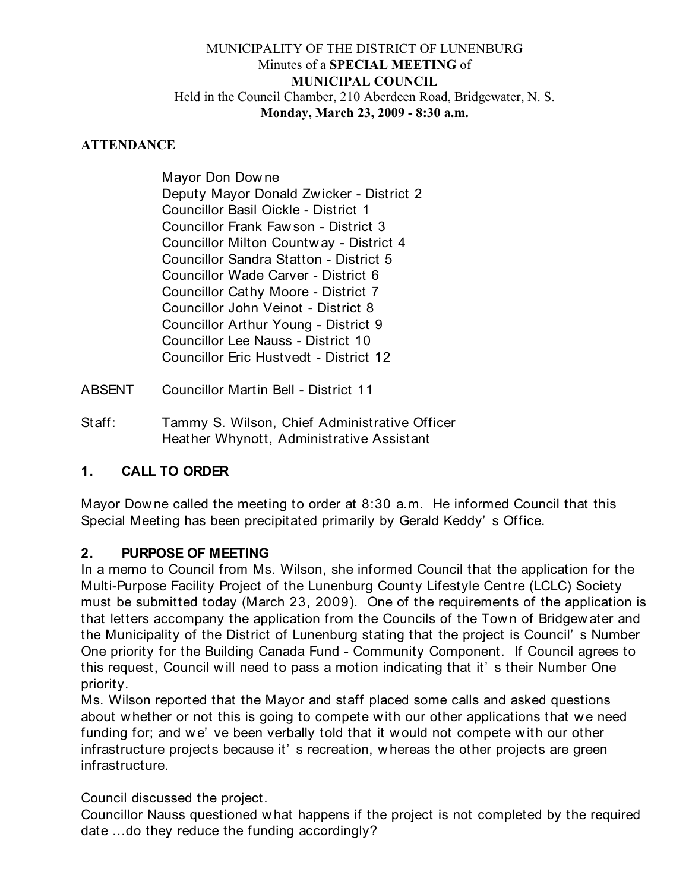MUNICIPALITY OF THE DISTRICT OF LUNENBURG
Minutes of a **SPECIAL MEETING** of
**MUNICIPAL COUNCIL**
Held in the Council Chamber, 210 Aberdeen Road, Bridgewater, N. S.
**Monday, March 23, 2009 - 8:30 a.m.**

**ATTENDANCE**

Mayor Don Downe
Deputy Mayor Donald Zwicker - District 2
Councillor Basil Oickle - District 1
Councillor Frank Fawson - District 3
Councillor Milton Countway - District 4
Councillor Sandra Statton - District 5
Councillor Wade Carver - District 6
Councillor Cathy Moore - District 7
Councillor John Veinot - District 8
Councillor Arthur Young - District 9
Councillor Lee Nauss - District 10
Councillor Eric Hustvedt - District 12

ABSENT Councillor Martin Bell - District 11

Staff: Tammy S. Wilson, Chief Administrative Officer
Heather Whynott, Administrative Assistant

## 1. CALL TO ORDER

Mayor Downe called the meeting to order at 8:30 a.m. He informed Council that this Special Meeting has been precipitated primarily by Gerald Keddy's Office.

## 2. PURPOSE OF MEETING

In a memo to Council from Ms. Wilson, she informed Council that the application for the Multi-Purpose Facility Project of the Lunenburg County Lifestyle Centre (LCLC) Society must be submitted today (March 23, 2009). One of the requirements of the application is that letters accompany the application from the Councils of the Town of Bridgewater and the Municipality of the District of Lunenburg stating that the project is Council's Number One priority for the Building Canada Fund - Community Component. If Council agrees to this request, Council will need to pass a motion indicating that it's their Number One priority.

Ms. Wilson reported that the Mayor and staff placed some calls and asked questions about whether or not this is going to compete with our other applications that we need funding for; and we've been verbally told that it would not compete with our other infrastructure projects because it's recreation, whereas the other projects are green infrastructure.

Council discussed the project.

Councillor Nauss questioned what happens if the project is not completed by the required date ...do they reduce the funding accordingly?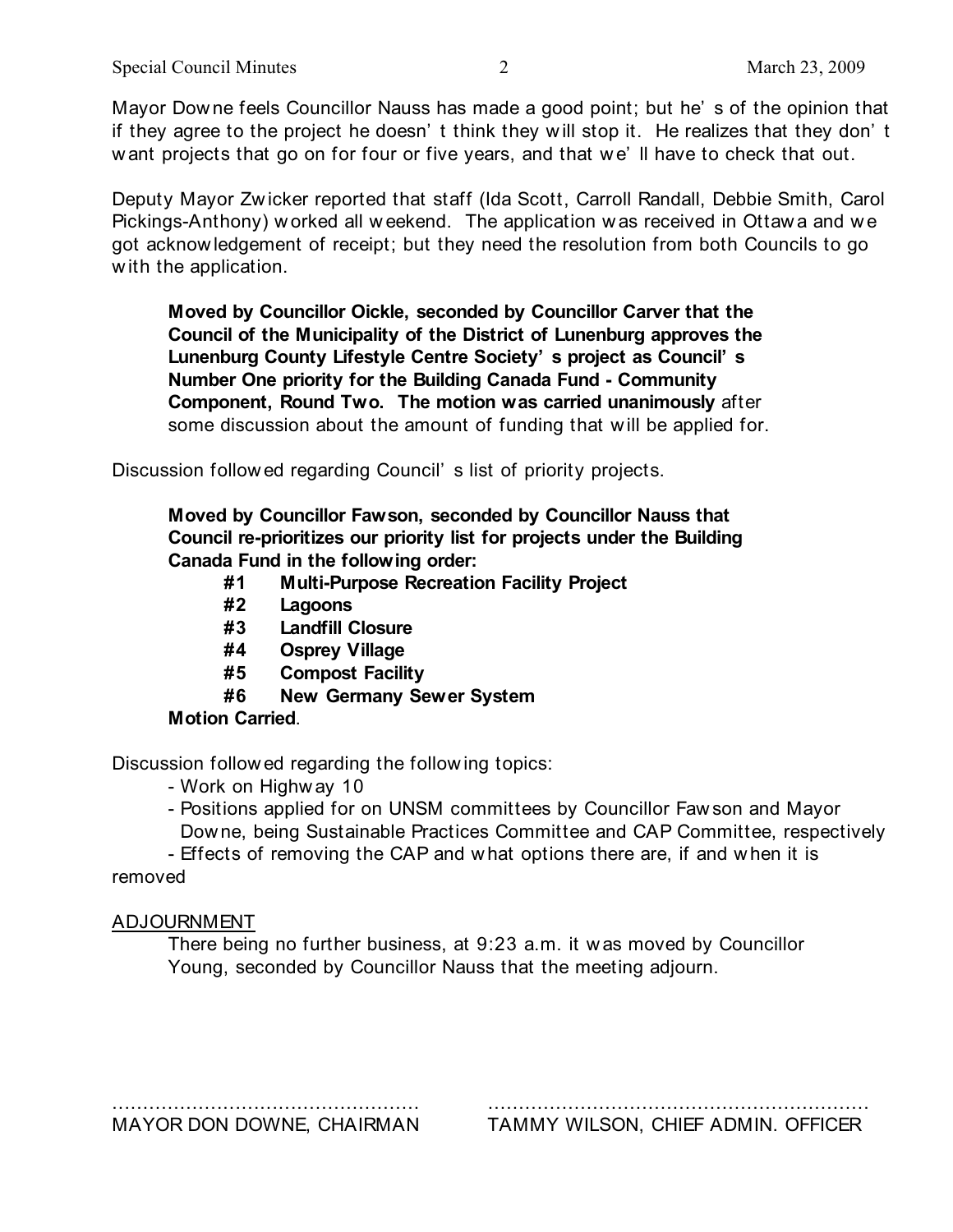Mayor Downe feels Councillor Nauss has made a good point; but he's of the opinion that if they agree to the project he doesn't think they will stop it. He realizes that they don't want projects that go on for four or five years, and that we'll have to check that out.

Deputy Mayor Zwicker reported that staff (Ida Scott, Carroll Randall, Debbie Smith, Carol Pickings-Anthony) worked all weekend. The application was received in Ottawa and we got acknowledgement of receipt; but they need the resolution from both Councils to go with the application.

> **Moved by Councillor Oickle, seconded by Councillor Carver that the Council of the Municipality of the District of Lunenburg approves the Lunenburg County Lifestyle Centre Society's project as Council's Number One priority for the Building Canada Fund - Community Component, Round Two. The motion was carried unanimously** after some discussion about the amount of funding that will be applied for.

Discussion followed regarding Council's list of priority projects.

> **Moved by Councillor Fawson, seconded by Councillor Nauss that Council re-prioritizes our priority list for projects under the Building Canada Fund in the following order:**
>
> **#1 Multi-Purpose Recreation Facility Project**
> **#2 Lagoons**
> **#3 Landfill Closure**
> **#4 Osprey Village**
> **#5 Compost Facility**
> **#6 New Germany Sewer System**
>
> **Motion Carried**.

Discussion followed regarding the following topics:

- Work on Highway 10
- Positions applied for on UNSM committees by Councillor Fawson and Mayor Downe, being Sustainable Practices Committee and CAP Committee, respectively
- Effects of removing the CAP and what options there are, if and when it is removed

ADJOURNMENT

There being no further business, at 9:23 a.m. it was moved by Councillor Young, seconded by Councillor Nauss that the meeting adjourn.

.................................................. ..............................................................

MAYOR DON DOWNE, CHAIRMAN TAMMY WILSON, CHIEF ADMIN. OFFICER